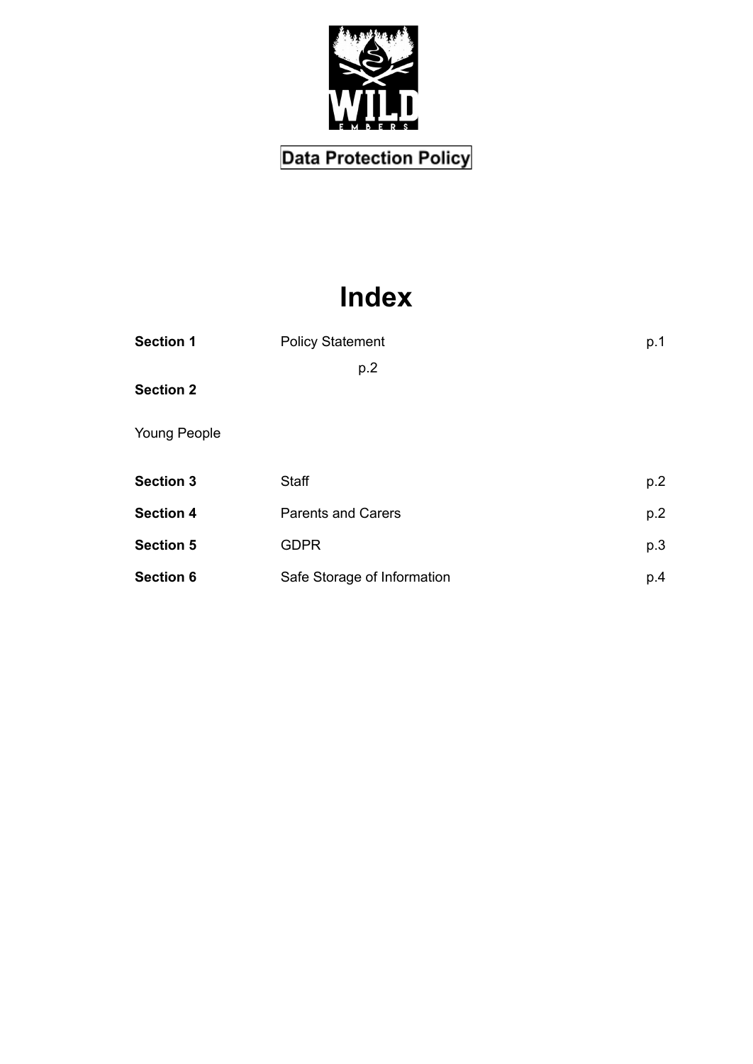WILD EMBERS

**Data Protection Policy**

# Index

| | | |
|---|---|---|
| **Section 1** | Policy Statement | p.1 |
| **Section 2** | Young People | p.2 |
| **Section 3** | Staff | p.2 |
| **Section 4** | Parents and Carers | p.2 |
| **Section 5** | GDPR | p.3 |
| **Section 6** | Safe Storage of Information | p.4 |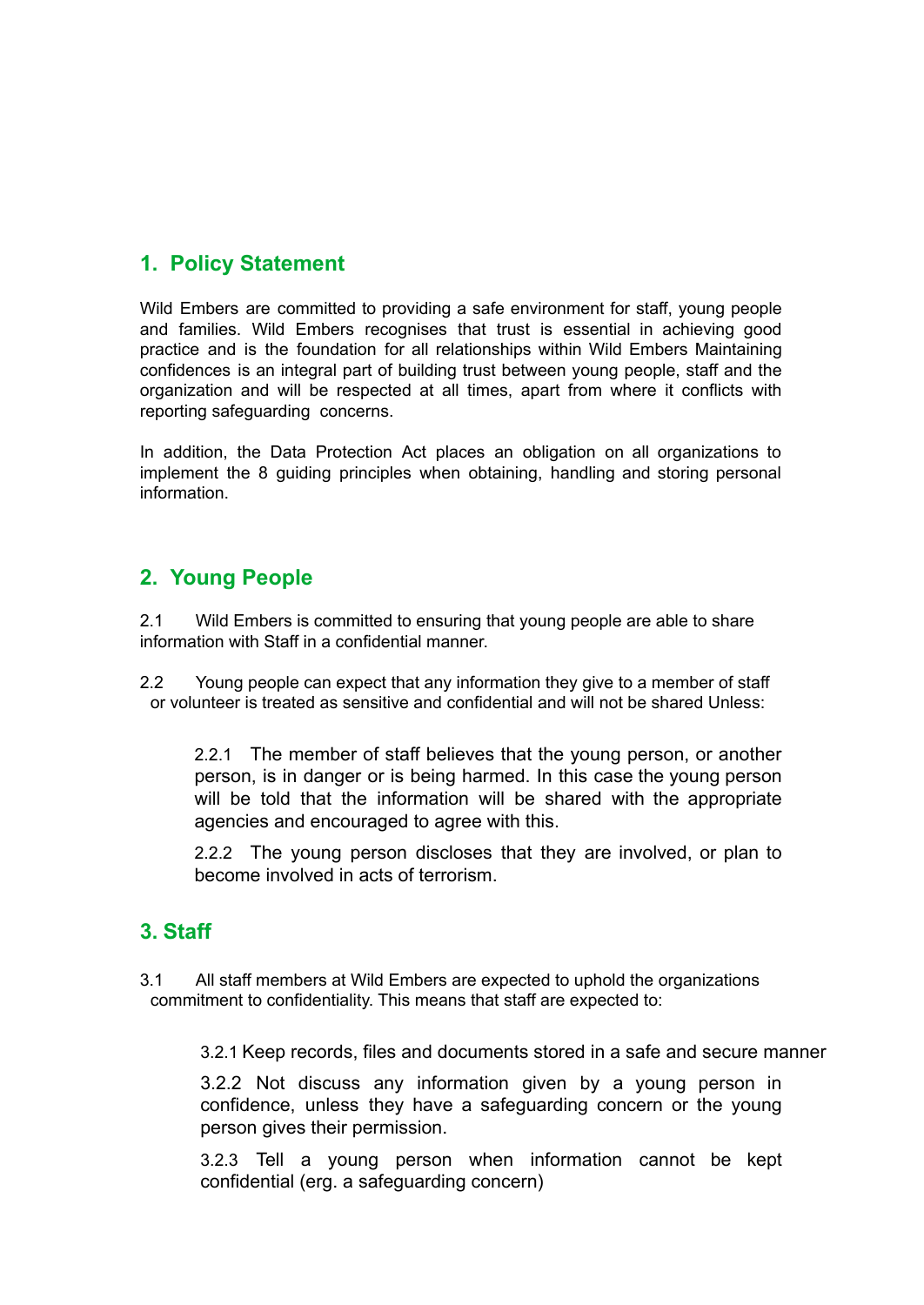## 1. Policy Statement

Wild Embers are committed to providing a safe environment for staff, young people and families. Wild Embers recognises that trust is essential in achieving good practice and is the foundation for all relationships within Wild Embers Maintaining confidences is an integral part of building trust between young people, staff and the organization and will be respected at all times, apart from where it conflicts with reporting safeguarding concerns.

In addition, the Data Protection Act places an obligation on all organizations to implement the 8 guiding principles when obtaining, handling and storing personal information.

## 2. Young People

2.1 Wild Embers is committed to ensuring that young people are able to share information with Staff in a confidential manner.

2.2 Young people can expect that any information they give to a member of staff or volunteer is treated as sensitive and confidential and will not be shared Unless:

2.2.1 The member of staff believes that the young person, or another person, is in danger or is being harmed. In this case the young person will be told that the information will be shared with the appropriate agencies and encouraged to agree with this.

2.2.2 The young person discloses that they are involved, or plan to become involved in acts of terrorism.

## 3. Staff

3.1 All staff members at Wild Embers are expected to uphold the organizations commitment to confidentiality. This means that staff are expected to:

3.2.1 Keep records, files and documents stored in a safe and secure manner

3.2.2 Not discuss any information given by a young person in confidence, unless they have a safeguarding concern or the young person gives their permission.

3.2.3 Tell a young person when information cannot be kept confidential (erg. a safeguarding concern)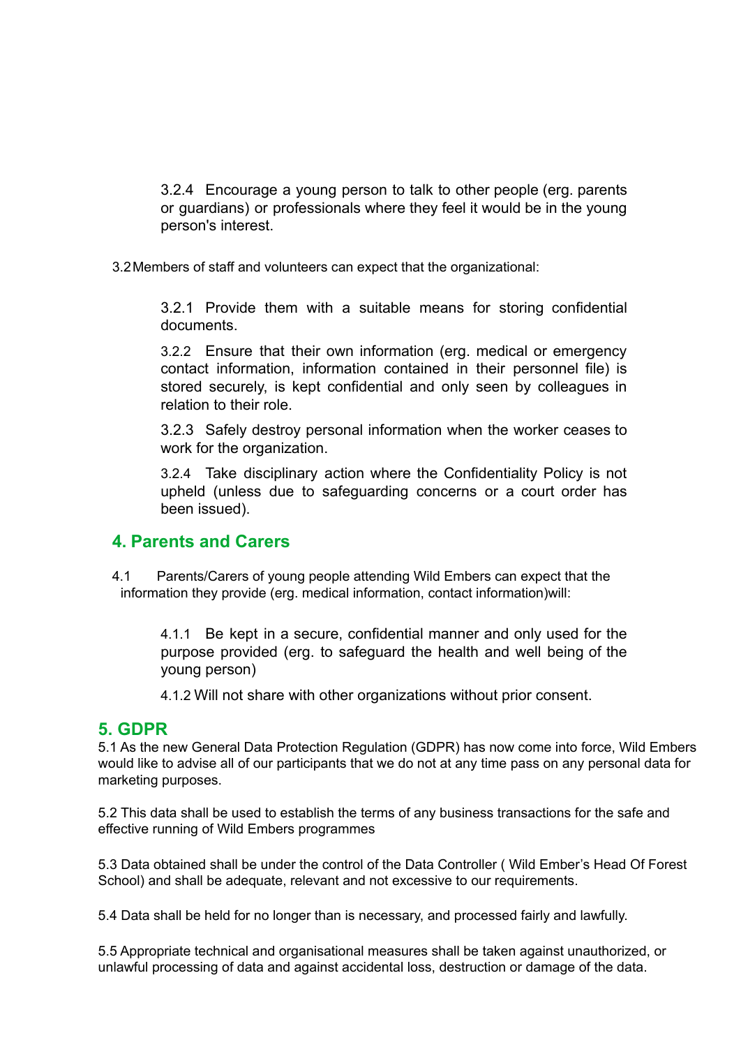3.2.4 Encourage a young person to talk to other people (erg. parents or guardians) or professionals where they feel it would be in the young person's interest.

3.2 Members of staff and volunteers can expect that the organizational:

3.2.1 Provide them with a suitable means for storing confidential documents.

3.2.2 Ensure that their own information (erg. medical or emergency contact information, information contained in their personnel file) is stored securely, is kept confidential and only seen by colleagues in relation to their role.

3.2.3 Safely destroy personal information when the worker ceases to work for the organization.

3.2.4 Take disciplinary action where the Confidentiality Policy is not upheld (unless due to safeguarding concerns or a court order has been issued).

## 4. Parents and Carers

4.1 Parents/Carers of young people attending Wild Embers can expect that the information they provide (erg. medical information, contact information)will:

4.1.1 Be kept in a secure, confidential manner and only used for the purpose provided (erg. to safeguard the health and well being of the young person)

4.1.2 Will not share with other organizations without prior consent.

## 5. GDPR

5.1 As the new General Data Protection Regulation (GDPR) has now come into force, Wild Embers would like to advise all of our participants that we do not at any time pass on any personal data for marketing purposes.

5.2 This data shall be used to establish the terms of any business transactions for the safe and effective running of Wild Embers programmes

5.3 Data obtained shall be under the control of the Data Controller ( Wild Ember's Head Of Forest School) and shall be adequate, relevant and not excessive to our requirements.

5.4 Data shall be held for no longer than is necessary, and processed fairly and lawfully.

5.5 Appropriate technical and organisational measures shall be taken against unauthorized, or unlawful processing of data and against accidental loss, destruction or damage of the data.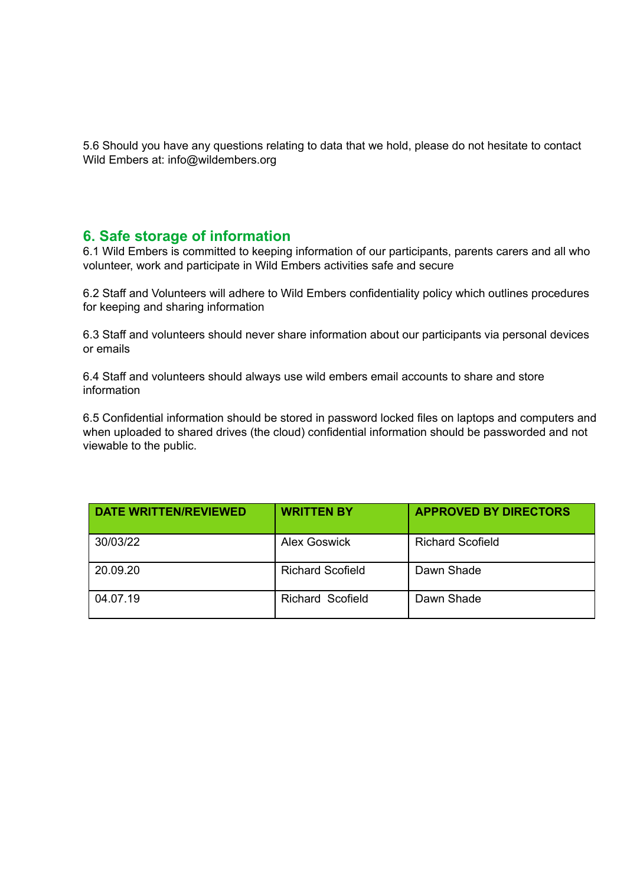5.6 Should you have any questions relating to data that we hold, please do not hesitate to contact Wild Embers at: info@wildembers.org

## 6. Safe storage of information

6.1 Wild Embers is committed to keeping information of our participants, parents carers and all who volunteer, work and participate in Wild Embers activities safe and secure

6.2 Staff and Volunteers will adhere to Wild Embers confidentiality policy which outlines procedures for keeping and sharing information

6.3 Staff and volunteers should never share information about our participants via personal devices or emails

6.4 Staff and volunteers should always use wild embers email accounts to share and store information

6.5 Confidential information should be stored in password locked files on laptops and computers and when uploaded to shared drives (the cloud) confidential information should be passworded and not viewable to the public.

| DATE WRITTEN/REVIEWED | WRITTEN BY | APPROVED BY DIRECTORS |
|---|---|---|
| 30/03/22 | Alex Goswick | Richard Scofield |
| 20.09.20 | Richard Scofield | Dawn Shade |
| 04.07.19 | Richard Scofield | Dawn Shade |